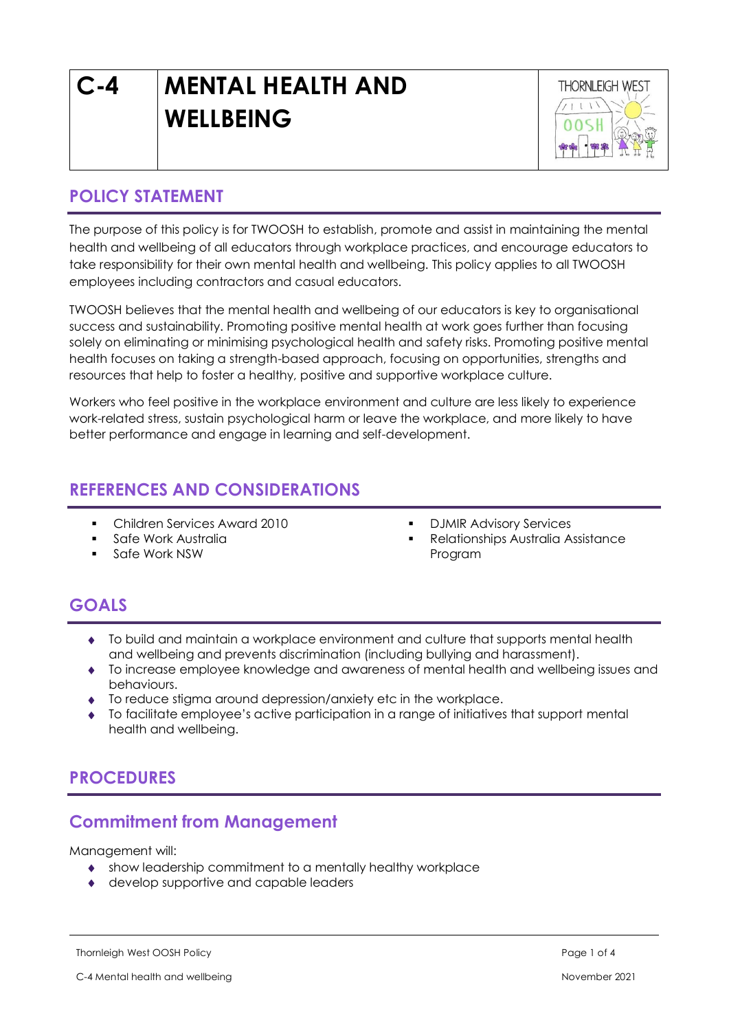# C-4 MENTAL HEALTH AND WELLBEING

## POLICY STATEMENT

The purpose of this policy is for TWOOSH to establish, promote and assist in maintaining the mental health and wellbeing of all educators through workplace practices, and encourage educators to take responsibility for their own mental health and wellbeing. This policy applies to all TWOOSH employees including contractors and casual educators.

TWOOSH believes that the mental health and wellbeing of our educators is key to organisational success and sustainability. Promoting positive mental health at work goes further than focusing solely on eliminating or minimising psychological health and safety risks. Promoting positive mental health focuses on taking a strength-based approach, focusing on opportunities, strengths and resources that help to foster a healthy, positive and supportive workplace culture.

Workers who feel positive in the workplace environment and culture are less likely to experience work-related stress, sustain psychological harm or leave the workplace, and more likely to have better performance and engage in learning and self-development.

## REFERENCES AND CONSIDERATIONS

- Children Services Award 2010
- Safe Work Australia
- Safe Work NSW
- DJMIR Advisory Services
- Relationships Australia Assistance Program

## GOALS

- To build and maintain a workplace environment and culture that supports mental health and wellbeing and prevents discrimination (including bullying and harassment).
- To increase employee knowledge and awareness of mental health and wellbeing issues and behaviours.
- To reduce stigma around depression/anxiety etc in the workplace.
- To facilitate employee's active participation in a range of initiatives that support mental health and wellbeing.

## PROCEDURES

### Commitment from Management

Management will:

- show leadership commitment to a mentally healthy workplace
- develop supportive and capable leaders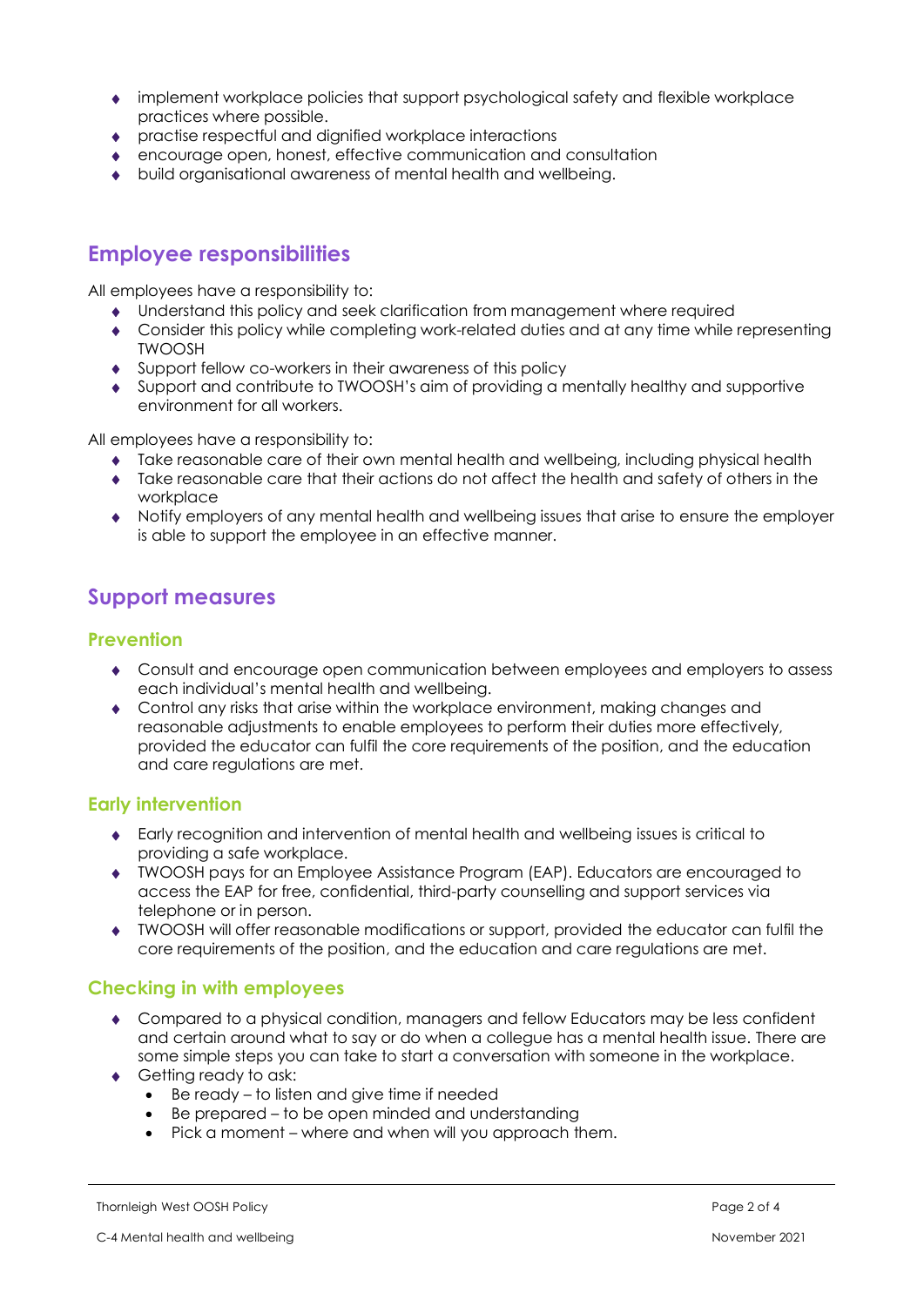- implement workplace policies that support psychological safety and flexible workplace practices where possible.
- practise respectful and dignified workplace interactions
- encourage open, honest, effective communication and consultation
- build organisational awareness of mental health and wellbeing.

## Employee responsibilities

All employees have a responsibility to:

- Understand this policy and seek clarification from management where required
- Consider this policy while completing work-related duties and at any time while representing TWOOSH
- Support fellow co-workers in their awareness of this policy
- Support and contribute to TWOOSH's aim of providing a mentally healthy and supportive environment for all workers.

All employees have a responsibility to:

- Take reasonable care of their own mental health and wellbeing, including physical health
- Take reasonable care that their actions do not affect the health and safety of others in the workplace
- Notify employers of any mental health and wellbeing issues that arise to ensure the employer is able to support the employee in an effective manner.

## Support measures

### Prevention

- Consult and encourage open communication between employees and employers to assess each individual's mental health and wellbeing.
- Control any risks that arise within the workplace environment, making changes and reasonable adjustments to enable employees to perform their duties more effectively, provided the educator can fulfil the core requirements of the position, and the education and care regulations are met.

### Early intervention

- Early recognition and intervention of mental health and wellbeing issues is critical to providing a safe workplace.
- TWOOSH pays for an Employee Assistance Program (EAP). Educators are encouraged to access the EAP for free, confidential, third-party counselling and support services via telephone or in person.
- TWOOSH will offer reasonable modifications or support, provided the educator can fulfil the core requirements of the position, and the education and care regulations are met.

### Checking in with employees

- Compared to a physical condition, managers and fellow Educators may be less confident and certain around what to say or do when a collegue has a mental health issue. There are some simple steps you can take to start a conversation with someone in the workplace.
- Getting ready to ask:
  - Be ready – to listen and give time if needed
  - Be prepared – to be open minded and understanding
  - Pick a moment – where and when will you approach them.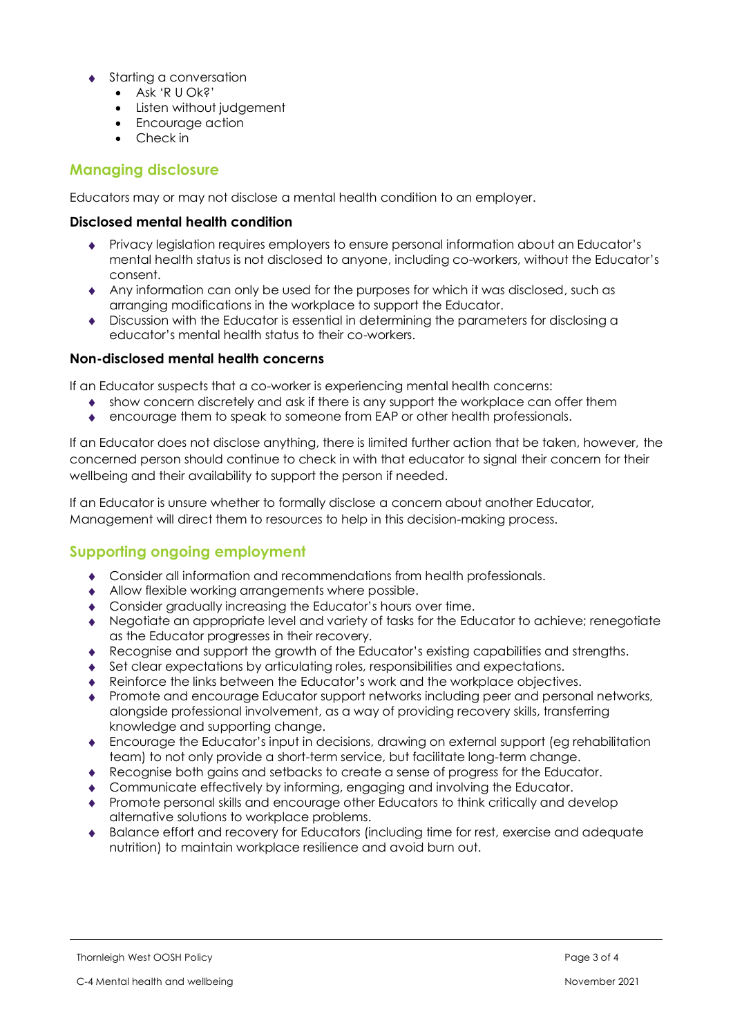- Starting a conversation
  - Ask 'R U Ok?'
  - Listen without judgement
  - Encourage action
  - Check in

## Managing disclosure

Educators may or may not disclose a mental health condition to an employer.

### Disclosed mental health condition

- Privacy legislation requires employers to ensure personal information about an Educator's mental health status is not disclosed to anyone, including co-workers, without the Educator's consent.
- Any information can only be used for the purposes for which it was disclosed, such as arranging modifications in the workplace to support the Educator.
- Discussion with the Educator is essential in determining the parameters for disclosing a educator's mental health status to their co-workers.

### Non-disclosed mental health concerns

If an Educator suspects that a co-worker is experiencing mental health concerns:

- show concern discretely and ask if there is any support the workplace can offer them
- encourage them to speak to someone from EAP or other health professionals.

If an Educator does not disclose anything, there is limited further action that be taken, however, the concerned person should continue to check in with that educator to signal their concern for their wellbeing and their availability to support the person if needed.

If an Educator is unsure whether to formally disclose a concern about another Educator, Management will direct them to resources to help in this decision-making process.

## Supporting ongoing employment

- Consider all information and recommendations from health professionals.
- Allow flexible working arrangements where possible.
- Consider gradually increasing the Educator's hours over time.
- Negotiate an appropriate level and variety of tasks for the Educator to achieve; renegotiate as the Educator progresses in their recovery.
- Recognise and support the growth of the Educator's existing capabilities and strengths.
- Set clear expectations by articulating roles, responsibilities and expectations.
- Reinforce the links between the Educator's work and the workplace objectives.
- Promote and encourage Educator support networks including peer and personal networks, alongside professional involvement, as a way of providing recovery skills, transferring knowledge and supporting change.
- Encourage the Educator's input in decisions, drawing on external support (eg rehabilitation team) to not only provide a short-term service, but facilitate long-term change.
- Recognise both gains and setbacks to create a sense of progress for the Educator.
- Communicate effectively by informing, engaging and involving the Educator.
- Promote personal skills and encourage other Educators to think critically and develop alternative solutions to workplace problems.
- Balance effort and recovery for Educators (including time for rest, exercise and adequate nutrition) to maintain workplace resilience and avoid burn out.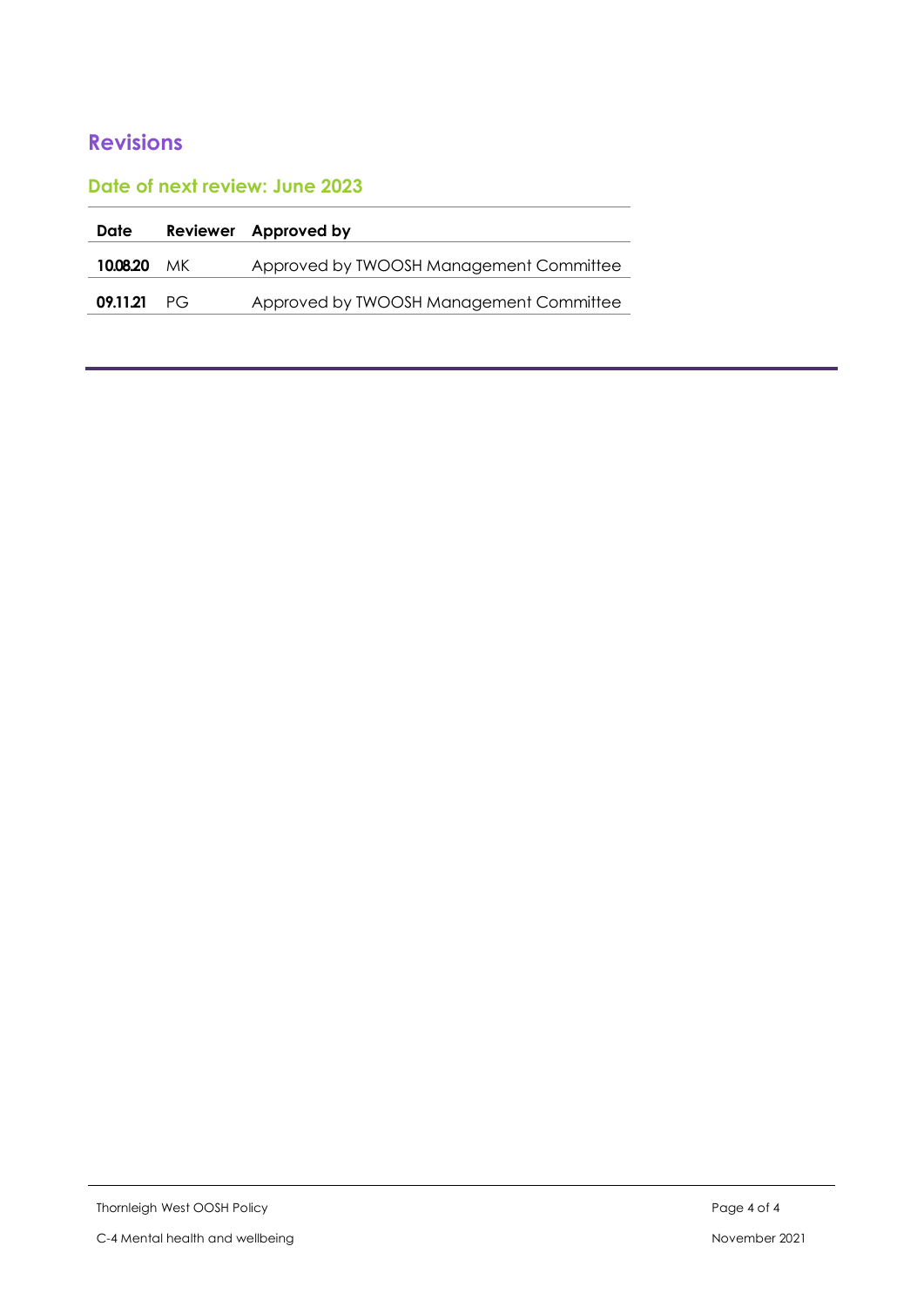## Revisions

### Date of next review: June 2023

| Date | Reviewer | Approved by |
|---|---|---|
| **10.08.20** | MK | Approved by TWOOSH Management Committee |
| **09.11.21** | PG | Approved by TWOOSH Management Committee |